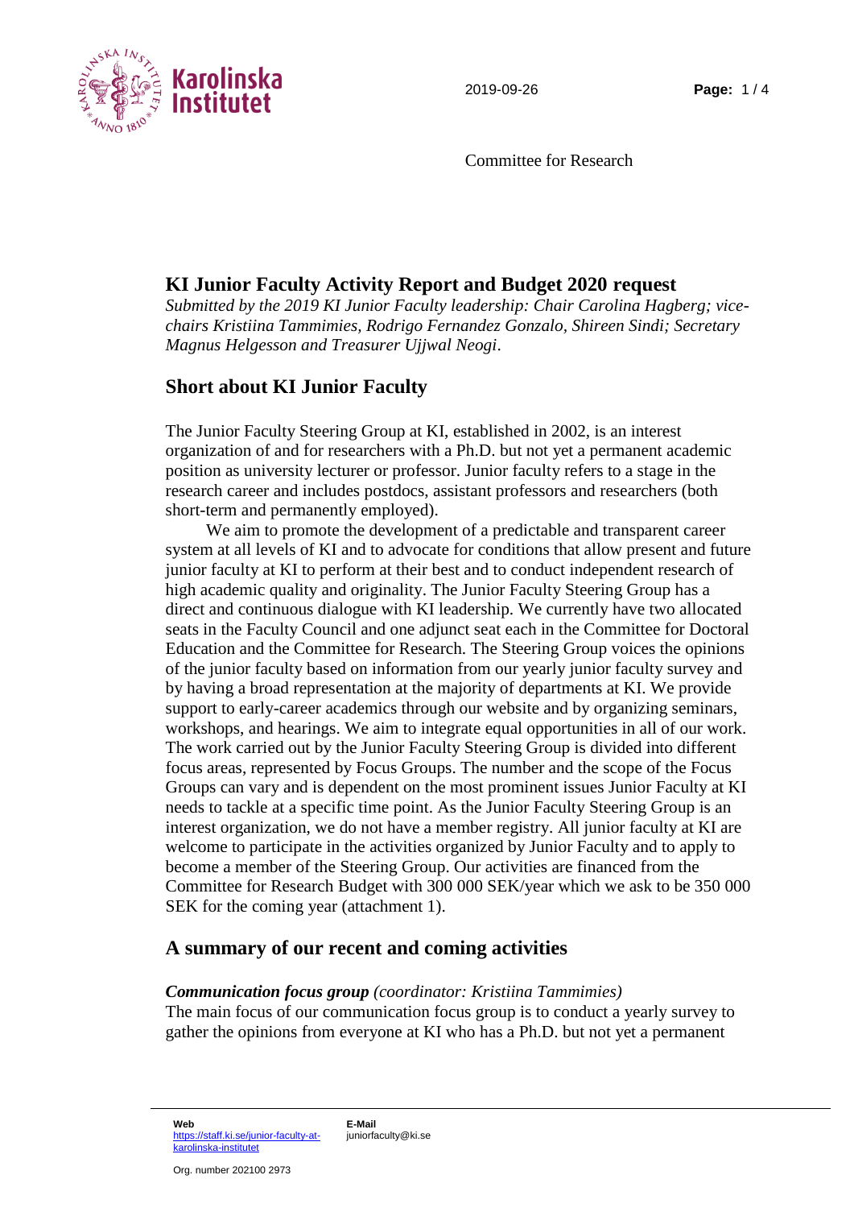Committee for Research

# KI Junior Faculty Activity Report and Budget 2020 request

*Submitted by the 2019 KI Junior Faculty leadership: Chair Carolina Hagberg; vice-chairs Kristiina Tammimies, Rodrigo Fernandez Gonzalo, Shireen Sindi; Secretary Magnus Helgesson and Treasurer Ujjwal Neogi.*

## Short about KI Junior Faculty

The Junior Faculty Steering Group at KI, established in 2002, is an interest organization of and for researchers with a Ph.D. but not yet a permanent academic position as university lecturer or professor. Junior faculty refers to a stage in the research career and includes postdocs, assistant professors and researchers (both short-term and permanently employed).

We aim to promote the development of a predictable and transparent career system at all levels of KI and to advocate for conditions that allow present and future junior faculty at KI to perform at their best and to conduct independent research of high academic quality and originality. The Junior Faculty Steering Group has a direct and continuous dialogue with KI leadership. We currently have two allocated seats in the Faculty Council and one adjunct seat each in the Committee for Doctoral Education and the Committee for Research. The Steering Group voices the opinions of the junior faculty based on information from our yearly junior faculty survey and by having a broad representation at the majority of departments at KI. We provide support to early-career academics through our website and by organizing seminars, workshops, and hearings. We aim to integrate equal opportunities in all of our work. The work carried out by the Junior Faculty Steering Group is divided into different focus areas, represented by Focus Groups. The number and the scope of the Focus Groups can vary and is dependent on the most prominent issues Junior Faculty at KI needs to tackle at a specific time point. As the Junior Faculty Steering Group is an interest organization, we do not have a member registry. All junior faculty at KI are welcome to participate in the activities organized by Junior Faculty and to apply to become a member of the Steering Group. Our activities are financed from the Committee for Research Budget with 300 000 SEK/year which we ask to be 350 000 SEK for the coming year (attachment 1).

## A summary of our recent and coming activities

***Communication focus group*** *(coordinator: Kristiina Tammimies)*

The main focus of our communication focus group is to conduct a yearly survey to gather the opinions from everyone at KI who has a Ph.D. but not yet a permanent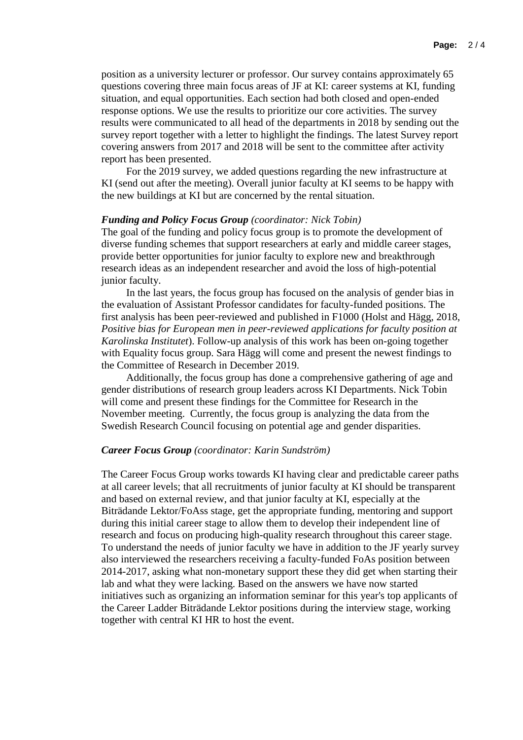position as a university lecturer or professor. Our survey contains approximately 65 questions covering three main focus areas of JF at KI: career systems at KI, funding situation, and equal opportunities. Each section had both closed and open-ended response options. We use the results to prioritize our core activities. The survey results were communicated to all head of the departments in 2018 by sending out the survey report together with a letter to highlight the findings. The latest Survey report covering answers from 2017 and 2018 will be sent to the committee after activity report has been presented.

For the 2019 survey, we added questions regarding the new infrastructure at KI (send out after the meeting). Overall junior faculty at KI seems to be happy with the new buildings at KI but are concerned by the rental situation.

***Funding and Policy Focus Group*** *(coordinator: Nick Tobin)*

The goal of the funding and policy focus group is to promote the development of diverse funding schemes that support researchers at early and middle career stages, provide better opportunities for junior faculty to explore new and breakthrough research ideas as an independent researcher and avoid the loss of high-potential junior faculty.

In the last years, the focus group has focused on the analysis of gender bias in the evaluation of Assistant Professor candidates for faculty-funded positions. The first analysis has been peer-reviewed and published in F1000 (Holst and Hägg, 2018, *Positive bias for European men in peer-reviewed applications for faculty position at Karolinska Institutet*). Follow-up analysis of this work has been on-going together with Equality focus group. Sara Hägg will come and present the newest findings to the Committee of Research in December 2019.

Additionally, the focus group has done a comprehensive gathering of age and gender distributions of research group leaders across KI Departments. Nick Tobin will come and present these findings for the Committee for Research in the November meeting. Currently, the focus group is analyzing the data from the Swedish Research Council focusing on potential age and gender disparities.

***Career Focus Group*** *(coordinator: Karin Sundström)*

The Career Focus Group works towards KI having clear and predictable career paths at all career levels; that all recruitments of junior faculty at KI should be transparent and based on external review, and that junior faculty at KI, especially at the Biträdande Lektor/FoAss stage, get the appropriate funding, mentoring and support during this initial career stage to allow them to develop their independent line of research and focus on producing high-quality research throughout this career stage. To understand the needs of junior faculty we have in addition to the JF yearly survey also interviewed the researchers receiving a faculty-funded FoAs position between 2014-2017, asking what non-monetary support these they did get when starting their lab and what they were lacking. Based on the answers we have now started initiatives such as organizing an information seminar for this year's top applicants of the Career Ladder Biträdande Lektor positions during the interview stage, working together with central KI HR to host the event.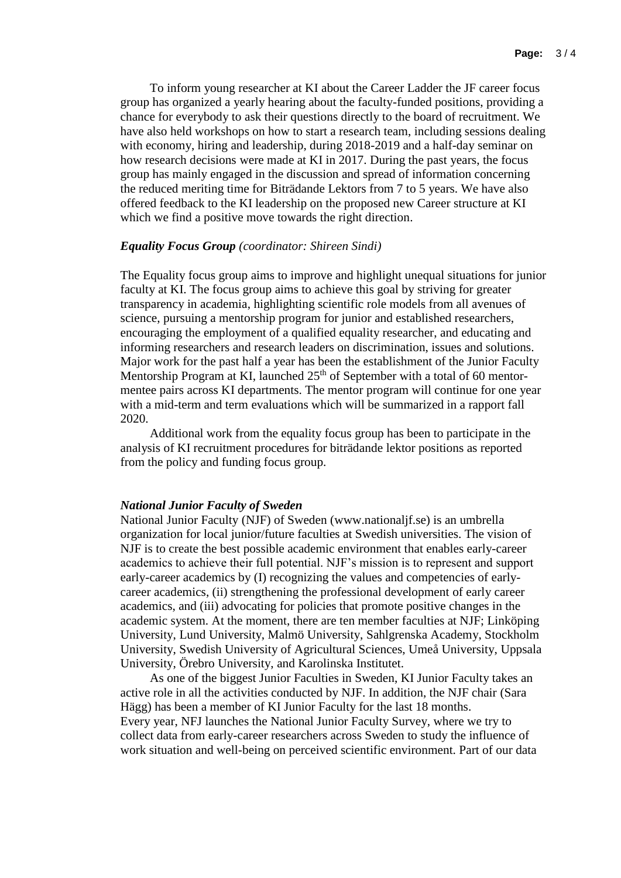To inform young researcher at KI about the Career Ladder the JF career focus group has organized a yearly hearing about the faculty-funded positions, providing a chance for everybody to ask their questions directly to the board of recruitment. We have also held workshops on how to start a research team, including sessions dealing with economy, hiring and leadership, during 2018-2019 and a half-day seminar on how research decisions were made at KI in 2017. During the past years, the focus group has mainly engaged in the discussion and spread of information concerning the reduced meriting time for Biträdande Lektors from 7 to 5 years. We have also offered feedback to the KI leadership on the proposed new Career structure at KI which we find a positive move towards the right direction.

***Equality Focus Group*** *(coordinator: Shireen Sindi)*

The Equality focus group aims to improve and highlight unequal situations for junior faculty at KI. The focus group aims to achieve this goal by striving for greater transparency in academia, highlighting scientific role models from all avenues of science, pursuing a mentorship program for junior and established researchers, encouraging the employment of a qualified equality researcher, and educating and informing researchers and research leaders on discrimination, issues and solutions. Major work for the past half a year has been the establishment of the Junior Faculty Mentorship Program at KI, launched 25th of September with a total of 60 mentor-mentee pairs across KI departments. The mentor program will continue for one year with a mid-term and term evaluations which will be summarized in a rapport fall 2020.

Additional work from the equality focus group has been to participate in the analysis of KI recruitment procedures for biträdande lektor positions as reported from the policy and funding focus group.

***National Junior Faculty of Sweden***

National Junior Faculty (NJF) of Sweden (www.nationaljf.se) is an umbrella organization for local junior/future faculties at Swedish universities. The vision of NJF is to create the best possible academic environment that enables early-career academics to achieve their full potential. NJF's mission is to represent and support early-career academics by (I) recognizing the values and competencies of early-career academics, (ii) strengthening the professional development of early career academics, and (iii) advocating for policies that promote positive changes in the academic system. At the moment, there are ten member faculties at NJF; Linköping University, Lund University, Malmö University, Sahlgrenska Academy, Stockholm University, Swedish University of Agricultural Sciences, Umeå University, Uppsala University, Örebro University, and Karolinska Institutet.

As one of the biggest Junior Faculties in Sweden, KI Junior Faculty takes an active role in all the activities conducted by NJF. In addition, the NJF chair (Sara Hägg) has been a member of KI Junior Faculty for the last 18 months.
Every year, NFJ launches the National Junior Faculty Survey, where we try to collect data from early-career researchers across Sweden to study the influence of work situation and well-being on perceived scientific environment. Part of our data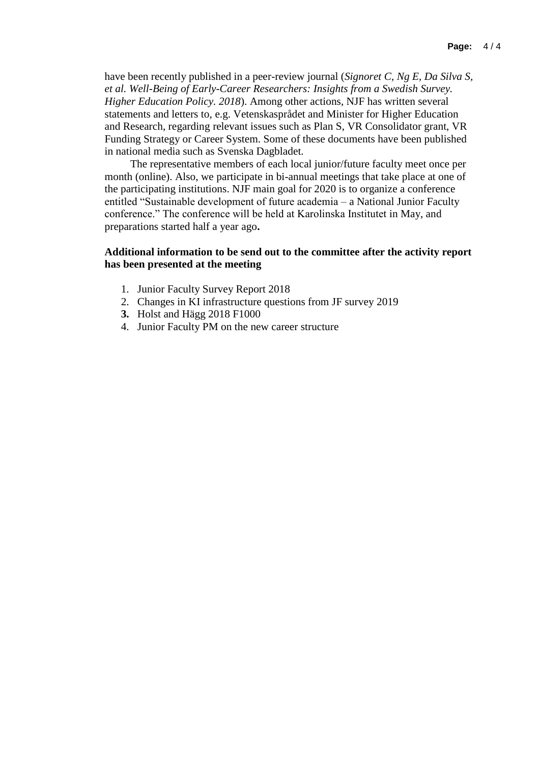have been recently published in a peer-review journal (*Signoret C, Ng E, Da Silva S, et al. Well-Being of Early-Career Researchers: Insights from a Swedish Survey. Higher Education Policy. 2018*). Among other actions, NJF has written several statements and letters to, e.g. Vetenskasprådet and Minister for Higher Education and Research, regarding relevant issues such as Plan S, VR Consolidator grant, VR Funding Strategy or Career System. Some of these documents have been published in national media such as Svenska Dagbladet.

The representative members of each local junior/future faculty meet once per month (online). Also, we participate in bi-annual meetings that take place at one of the participating institutions. NJF main goal for 2020 is to organize a conference entitled "Sustainable development of future academia – a National Junior Faculty conference." The conference will be held at Karolinska Institutet in May, and preparations started half a year ago**.**

**Additional information to be send out to the committee after the activity report has been presented at the meeting**

1. Junior Faculty Survey Report 2018
2. Changes in KI infrastructure questions from JF survey 2019
3. Holst and Hägg 2018 F1000
4. Junior Faculty PM on the new career structure